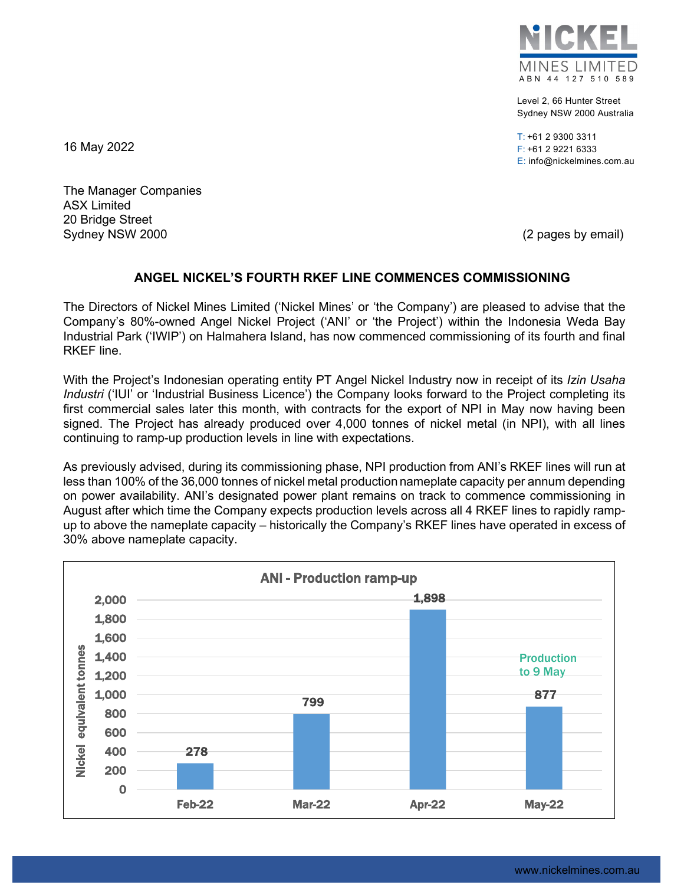NICKEL MINES LIMITED
ABN 44 127 510 589

Level 2, 66 Hunter Street
Sydney NSW 2000 Australia

T: +61 2 9300 3311
F: +61 2 9221 6333
E: info@nickelmines.com.au

16 May 2022

The Manager Companies
ASX Limited
20 Bridge Street
Sydney NSW 2000

(2 pages by email)

# ANGEL NICKEL'S FOURTH RKEF LINE COMMENCES COMMISSIONING

The Directors of Nickel Mines Limited ('Nickel Mines' or 'the Company') are pleased to advise that the Company's 80%-owned Angel Nickel Project ('ANI' or 'the Project') within the Indonesia Weda Bay Industrial Park ('IWIP') on Halmahera Island, has now commenced commissioning of its fourth and final RKEF line.

With the Project's Indonesian operating entity PT Angel Nickel Industry now in receipt of its *Izin Usaha Industri* ('IUI' or 'Industrial Business Licence') the Company looks forward to the Project completing its first commercial sales later this month, with contracts for the export of NPI in May now having been signed. The Project has already produced over 4,000 tonnes of nickel metal (in NPI), with all lines continuing to ramp-up production levels in line with expectations.

As previously advised, during its commissioning phase, NPI production from ANI's RKEF lines will run at less than 100% of the 36,000 tonnes of nickel metal production nameplate capacity per annum depending on power availability. ANI's designated power plant remains on track to commence commissioning in August after which time the Company expects production levels across all 4 RKEF lines to rapidly ramp-up to above the nameplate capacity – historically the Company's RKEF lines have operated in excess of 30% above nameplate capacity.

**ANI - Production ramp-up**

| Month | Nickel equivalent tonnes |
|---|---|
| Feb-22 | 278 |
| Mar-22 | 799 |
| Apr-22 | 1,898 |
| May-22 (Production to 9 May) | 877 |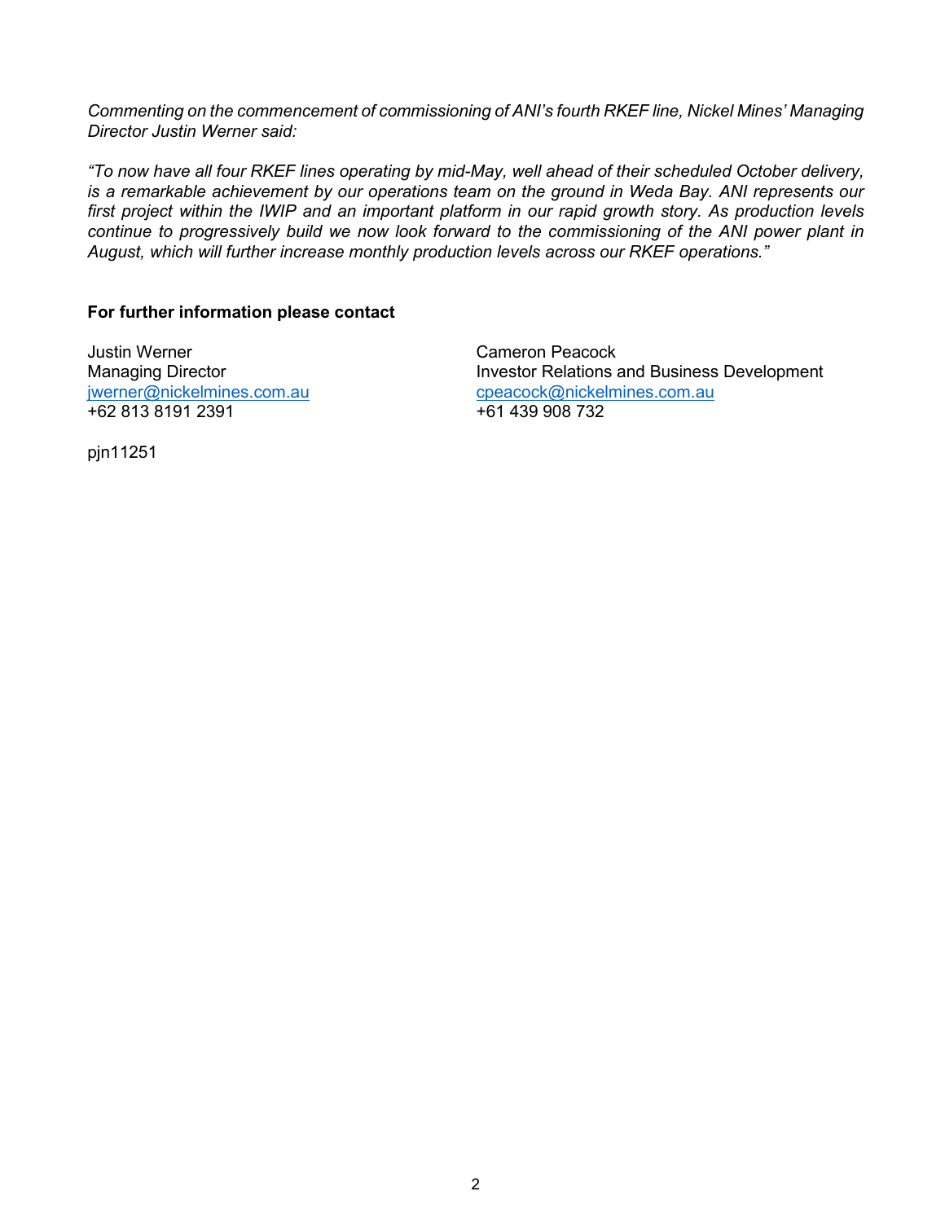*Commenting on the commencement of commissioning of ANI's fourth RKEF line, Nickel Mines' Managing Director Justin Werner said:*

*"To now have all four RKEF lines operating by mid-May, well ahead of their scheduled October delivery, is a remarkable achievement by our operations team on the ground in Weda Bay. ANI represents our first project within the IWIP and an important platform in our rapid growth story. As production levels continue to progressively build we now look forward to the commissioning of the ANI power plant in August, which will further increase monthly production levels across our RKEF operations."*

**For further information please contact**

Justin Werner
Managing Director
jwerner@nickelmines.com.au
+62 813 8191 2391

Cameron Peacock
Investor Relations and Business Development
cpeacock@nickelmines.com.au
+61 439 908 732

pjn11251